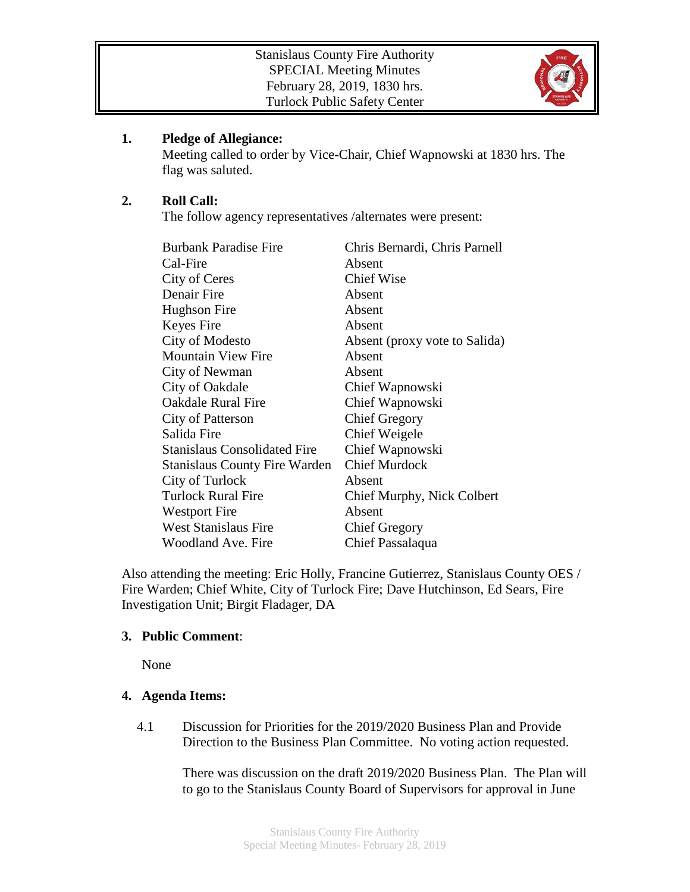Stanislaus County Fire Authority
SPECIAL Meeting Minutes
February 28, 2019, 1830 hrs.
Turlock Public Safety Center

**1. Pledge of Allegiance:**
Meeting called to order by Vice-Chair, Chief Wapnowski at 1830 hrs. The flag was saluted.

**2. Roll Call:**
The follow agency representatives /alternates were present:

| | |
|---|---|
| Burbank Paradise Fire | Chris Bernardi, Chris Parnell |
| Cal-Fire | Absent |
| City of Ceres | Chief Wise |
| Denair Fire | Absent |
| Hughson Fire | Absent |
| Keyes Fire | Absent |
| City of Modesto | Absent (proxy vote to Salida) |
| Mountain View Fire | Absent |
| City of Newman | Absent |
| City of Oakdale | Chief Wapnowski |
| Oakdale Rural Fire | Chief Wapnowski |
| City of Patterson | Chief Gregory |
| Salida Fire | Chief Weigele |
| Stanislaus Consolidated Fire | Chief Wapnowski |
| Stanislaus County Fire Warden | Chief Murdock |
| City of Turlock | Absent |
| Turlock Rural Fire | Chief Murphy, Nick Colbert |
| Westport Fire | Absent |
| West Stanislaus Fire | Chief Gregory |
| Woodland Ave. Fire | Chief Passalaqua |

Also attending the meeting: Eric Holly, Francine Gutierrez, Stanislaus County OES / Fire Warden; Chief White, City of Turlock Fire; Dave Hutchinson, Ed Sears, Fire Investigation Unit; Birgit Fladager, DA

**3. Public Comment**:

None

**4. Agenda Items:**

4.1 Discussion for Priorities for the 2019/2020 Business Plan and Provide Direction to the Business Plan Committee. No voting action requested.

There was discussion on the draft 2019/2020 Business Plan. The Plan will to go to the Stanislaus County Board of Supervisors for approval in June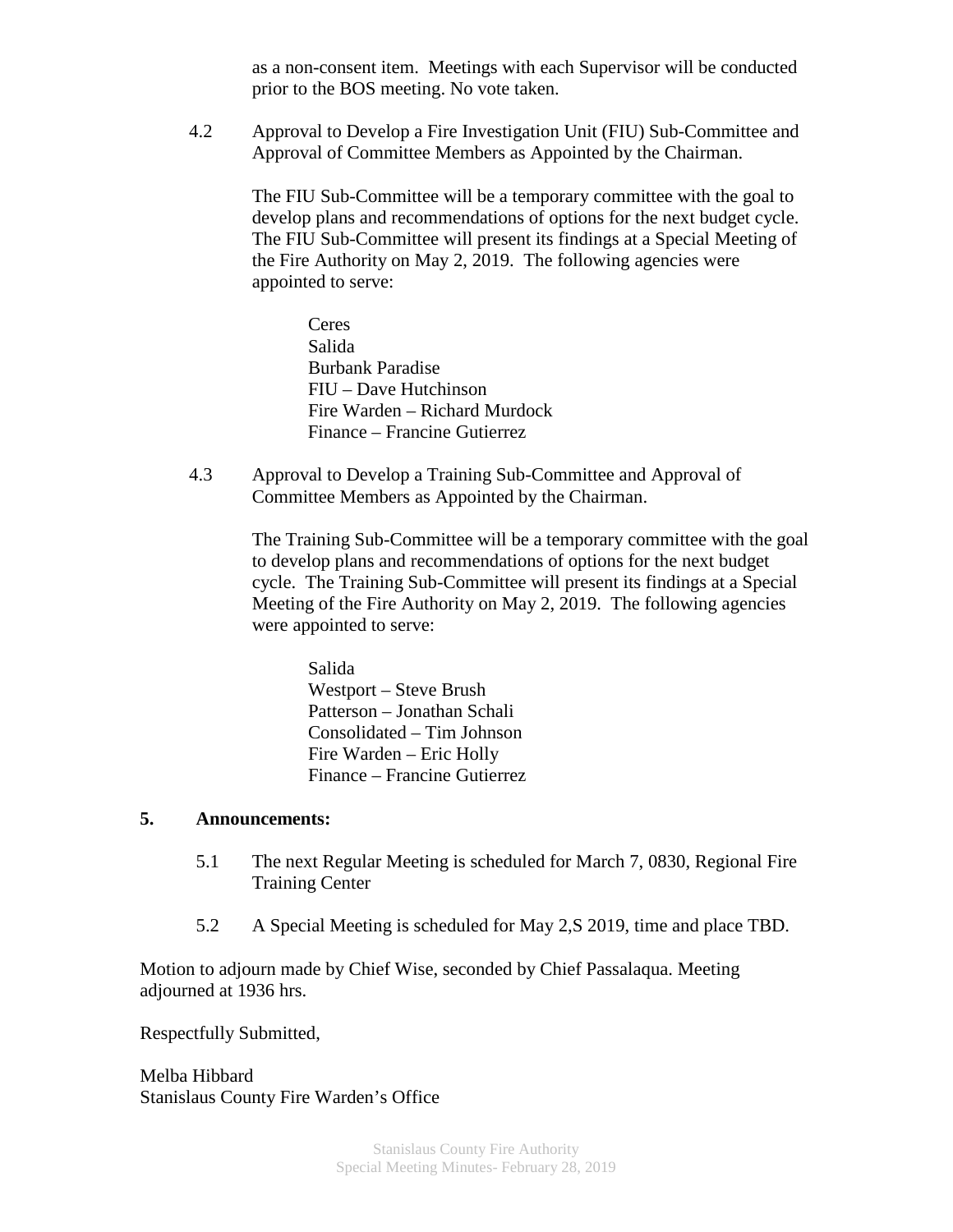as a non-consent item. Meetings with each Supervisor will be conducted prior to the BOS meeting. No vote taken.

4.2 Approval to Develop a Fire Investigation Unit (FIU) Sub-Committee and Approval of Committee Members as Appointed by the Chairman.

The FIU Sub-Committee will be a temporary committee with the goal to develop plans and recommendations of options for the next budget cycle. The FIU Sub-Committee will present its findings at a Special Meeting of the Fire Authority on May 2, 2019. The following agencies were appointed to serve:

Ceres
Salida
Burbank Paradise
FIU – Dave Hutchinson
Fire Warden – Richard Murdock
Finance – Francine Gutierrez

4.3 Approval to Develop a Training Sub-Committee and Approval of Committee Members as Appointed by the Chairman.

The Training Sub-Committee will be a temporary committee with the goal to develop plans and recommendations of options for the next budget cycle. The Training Sub-Committee will present its findings at a Special Meeting of the Fire Authority on May 2, 2019. The following agencies were appointed to serve:

Salida
Westport – Steve Brush
Patterson – Jonathan Schali
Consolidated – Tim Johnson
Fire Warden – Eric Holly
Finance – Francine Gutierrez

**5. Announcements:**

5.1 The next Regular Meeting is scheduled for March 7, 0830, Regional Fire Training Center

5.2 A Special Meeting is scheduled for May 2,S 2019, time and place TBD.

Motion to adjourn made by Chief Wise, seconded by Chief Passalaqua. Meeting adjourned at 1936 hrs.

Respectfully Submitted,

Melba Hibbard
Stanislaus County Fire Warden's Office